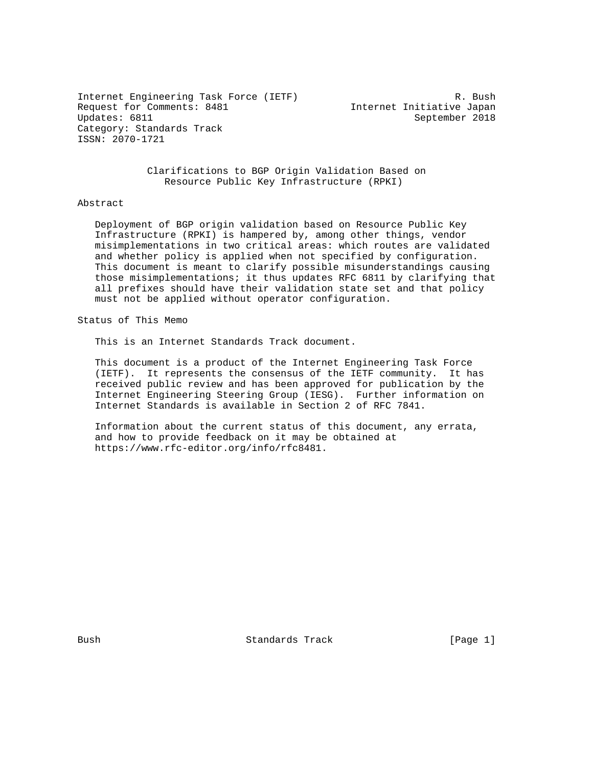Internet Engineering Task Force (IETF) R. Bush
Request for Comments: 8481 Internet Initiative Japan
Updates: 6811 September 2018
Category: Standards Track
ISSN: 2070-1721

# Clarifications to BGP Origin Validation Based on Resource Public Key Infrastructure (RPKI)

## Abstract

Deployment of BGP origin validation based on Resource Public Key Infrastructure (RPKI) is hampered by, among other things, vendor misimplementations in two critical areas: which routes are validated and whether policy is applied when not specified by configuration. This document is meant to clarify possible misunderstandings causing those misimplementations; it thus updates RFC 6811 by clarifying that all prefixes should have their validation state set and that policy must not be applied without operator configuration.

## Status of This Memo

This is an Internet Standards Track document.

This document is a product of the Internet Engineering Task Force (IETF). It represents the consensus of the IETF community. It has received public review and has been approved for publication by the Internet Engineering Steering Group (IESG). Further information on Internet Standards is available in Section 2 of RFC 7841.

Information about the current status of this document, any errata, and how to provide feedback on it may be obtained at https://www.rfc-editor.org/info/rfc8481.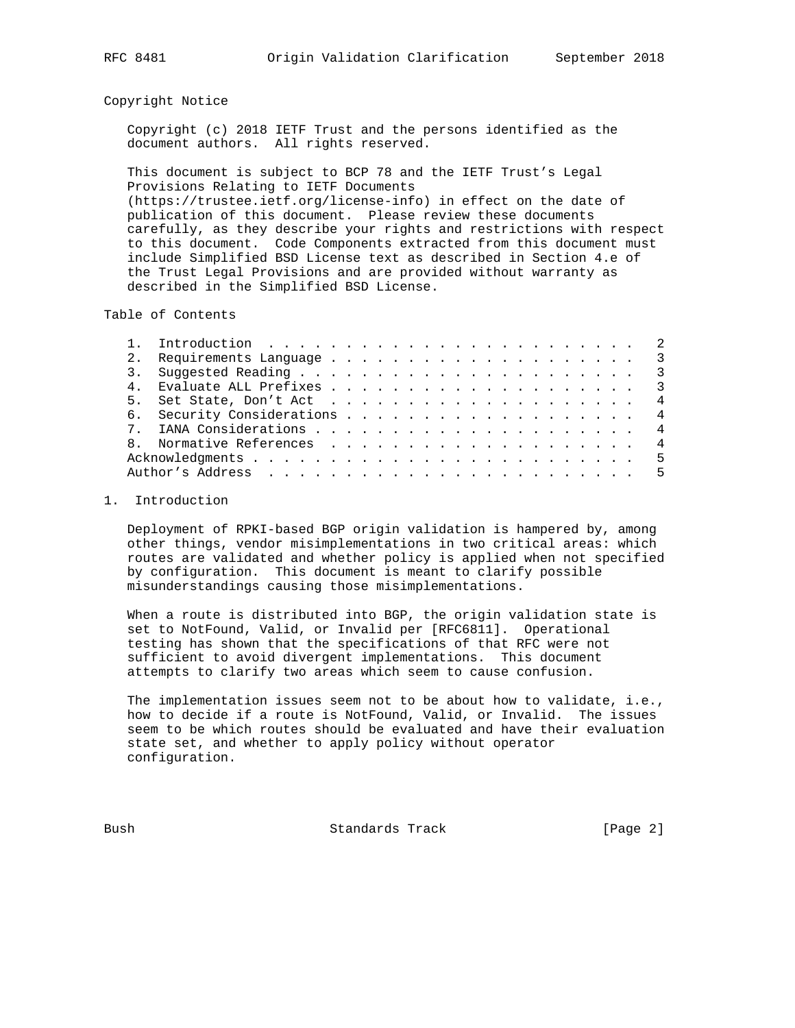## Copyright Notice

Copyright (c) 2018 IETF Trust and the persons identified as the document authors. All rights reserved.

This document is subject to BCP 78 and the IETF Trust's Legal Provisions Relating to IETF Documents (https://trustee.ietf.org/license-info) in effect on the date of publication of this document. Please review these documents carefully, as they describe your rights and restrictions with respect to this document. Code Components extracted from this document must include Simplified BSD License text as described in Section 4.e of the Trust Legal Provisions and are provided without warranty as described in the Simplified BSD License.

## Table of Contents

```
   1.  Introduction  . . . . . . . . . . . . . . . . . . . . . . . .   2
   2.  Requirements Language . . . . . . . . . . . . . . . . . . . .   3
   3.  Suggested Reading . . . . . . . . . . . . . . . . . . . . . .   3
   4.  Evaluate ALL Prefixes . . . . . . . . . . . . . . . . . . . .   3
   5.  Set State, Don't Act  . . . . . . . . . . . . . . . . . . . .   4
   6.  Security Considerations . . . . . . . . . . . . . . . . . . .   4
   7.  IANA Considerations . . . . . . . . . . . . . . . . . . . . .   4
   8.  Normative References  . . . . . . . . . . . . . . . . . . . .   4
   Acknowledgments . . . . . . . . . . . . . . . . . . . . . . . . .   5
   Author's Address  . . . . . . . . . . . . . . . . . . . . . . . .   5
```

## 1. Introduction

Deployment of RPKI-based BGP origin validation is hampered by, among other things, vendor misimplementations in two critical areas: which routes are validated and whether policy is applied when not specified by configuration. This document is meant to clarify possible misunderstandings causing those misimplementations.

When a route is distributed into BGP, the origin validation state is set to NotFound, Valid, or Invalid per [RFC6811]. Operational testing has shown that the specifications of that RFC were not sufficient to avoid divergent implementations. This document attempts to clarify two areas which seem to cause confusion.

The implementation issues seem not to be about how to validate, i.e., how to decide if a route is NotFound, Valid, or Invalid. The issues seem to be which routes should be evaluated and have their evaluation state set, and whether to apply policy without operator configuration.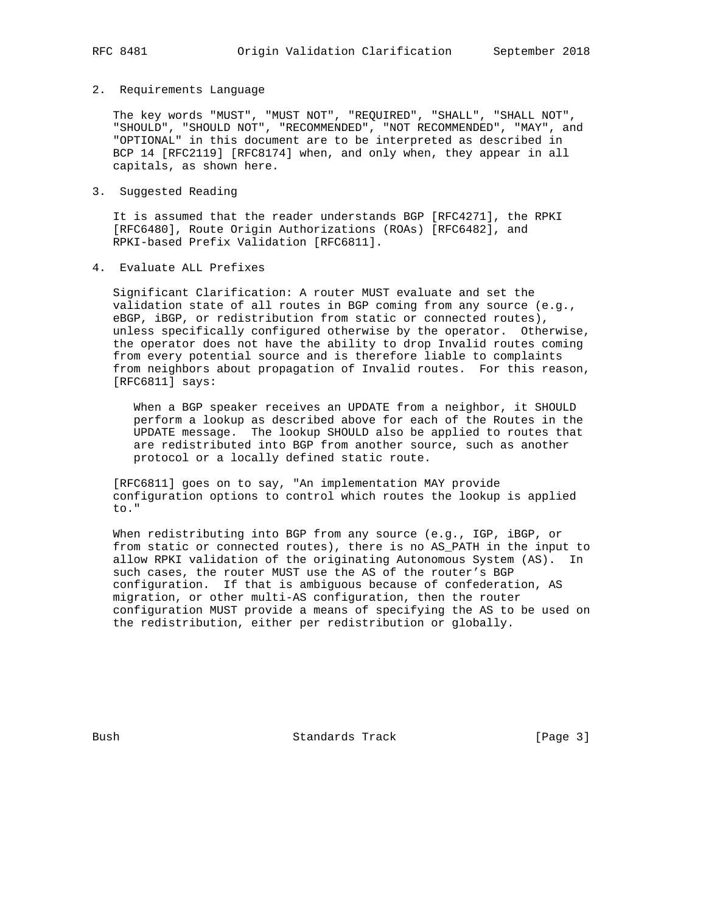## 2. Requirements Language

The key words "MUST", "MUST NOT", "REQUIRED", "SHALL", "SHALL NOT", "SHOULD", "SHOULD NOT", "RECOMMENDED", "NOT RECOMMENDED", "MAY", and "OPTIONAL" in this document are to be interpreted as described in BCP 14 [RFC2119] [RFC8174] when, and only when, they appear in all capitals, as shown here.

## 3. Suggested Reading

It is assumed that the reader understands BGP [RFC4271], the RPKI [RFC6480], Route Origin Authorizations (ROAs) [RFC6482], and RPKI-based Prefix Validation [RFC6811].

## 4. Evaluate ALL Prefixes

Significant Clarification: A router MUST evaluate and set the validation state of all routes in BGP coming from any source (e.g., eBGP, iBGP, or redistribution from static or connected routes), unless specifically configured otherwise by the operator. Otherwise, the operator does not have the ability to drop Invalid routes coming from every potential source and is therefore liable to complaints from neighbors about propagation of Invalid routes. For this reason, [RFC6811] says:

> When a BGP speaker receives an UPDATE from a neighbor, it SHOULD perform a lookup as described above for each of the Routes in the UPDATE message. The lookup SHOULD also be applied to routes that are redistributed into BGP from another source, such as another protocol or a locally defined static route.

[RFC6811] goes on to say, "An implementation MAY provide configuration options to control which routes the lookup is applied to."

When redistributing into BGP from any source (e.g., IGP, iBGP, or from static or connected routes), there is no AS_PATH in the input to allow RPKI validation of the originating Autonomous System (AS). In such cases, the router MUST use the AS of the router's BGP configuration. If that is ambiguous because of confederation, AS migration, or other multi-AS configuration, then the router configuration MUST provide a means of specifying the AS to be used on the redistribution, either per redistribution or globally.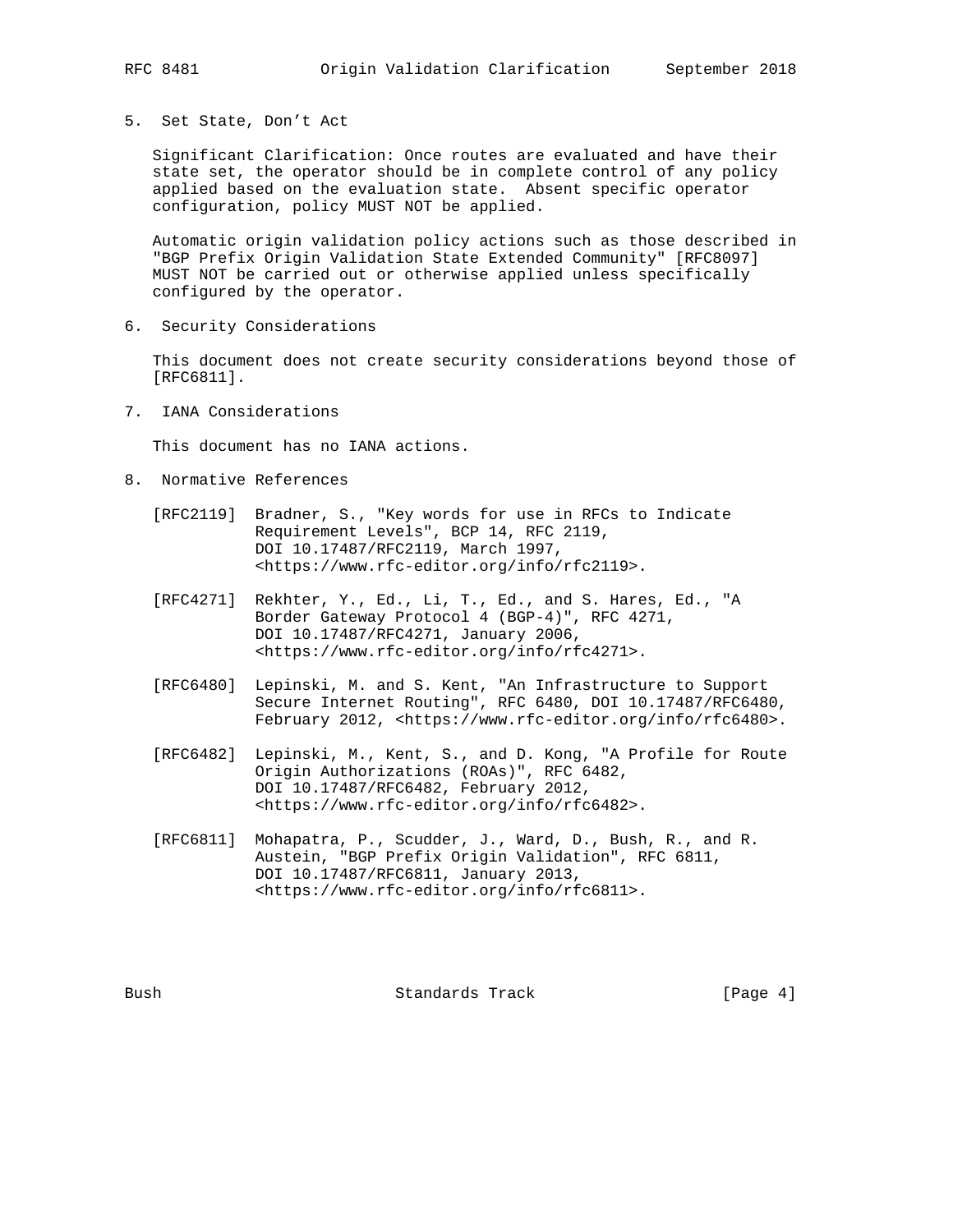## 5. Set State, Don't Act

Significant Clarification: Once routes are evaluated and have their state set, the operator should be in complete control of any policy applied based on the evaluation state. Absent specific operator configuration, policy MUST NOT be applied.

Automatic origin validation policy actions such as those described in "BGP Prefix Origin Validation State Extended Community" [RFC8097] MUST NOT be carried out or otherwise applied unless specifically configured by the operator.

## 6. Security Considerations

This document does not create security considerations beyond those of [RFC6811].

## 7. IANA Considerations

This document has no IANA actions.

## 8. Normative References

[RFC2119] Bradner, S., "Key words for use in RFCs to Indicate Requirement Levels", BCP 14, RFC 2119, DOI 10.17487/RFC2119, March 1997, <https://www.rfc-editor.org/info/rfc2119>.

[RFC4271] Rekhter, Y., Ed., Li, T., Ed., and S. Hares, Ed., "A Border Gateway Protocol 4 (BGP-4)", RFC 4271, DOI 10.17487/RFC4271, January 2006, <https://www.rfc-editor.org/info/rfc4271>.

[RFC6480] Lepinski, M. and S. Kent, "An Infrastructure to Support Secure Internet Routing", RFC 6480, DOI 10.17487/RFC6480, February 2012, <https://www.rfc-editor.org/info/rfc6480>.

[RFC6482] Lepinski, M., Kent, S., and D. Kong, "A Profile for Route Origin Authorizations (ROAs)", RFC 6482, DOI 10.17487/RFC6482, February 2012, <https://www.rfc-editor.org/info/rfc6482>.

[RFC6811] Mohapatra, P., Scudder, J., Ward, D., Bush, R., and R. Austein, "BGP Prefix Origin Validation", RFC 6811, DOI 10.17487/RFC6811, January 2013, <https://www.rfc-editor.org/info/rfc6811>.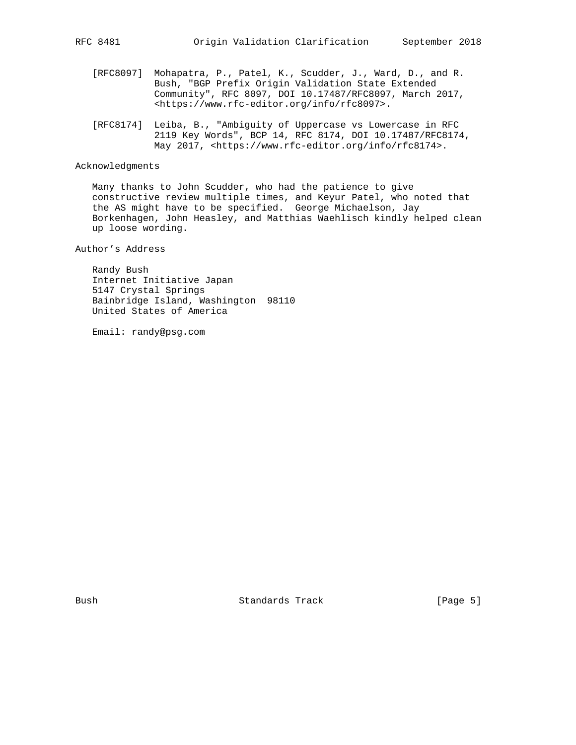[RFC8097] Mohapatra, P., Patel, K., Scudder, J., Ward, D., and R. Bush, "BGP Prefix Origin Validation State Extended Community", RFC 8097, DOI 10.17487/RFC8097, March 2017, <https://www.rfc-editor.org/info/rfc8097>.

[RFC8174] Leiba, B., "Ambiguity of Uppercase vs Lowercase in RFC 2119 Key Words", BCP 14, RFC 8174, DOI 10.17487/RFC8174, May 2017, <https://www.rfc-editor.org/info/rfc8174>.

## Acknowledgments

Many thanks to John Scudder, who had the patience to give constructive review multiple times, and Keyur Patel, who noted that the AS might have to be specified. George Michaelson, Jay Borkenhagen, John Heasley, and Matthias Waehlisch kindly helped clean up loose wording.

## Author's Address

Randy Bush
Internet Initiative Japan
5147 Crystal Springs
Bainbridge Island, Washington 98110
United States of America

Email: randy@psg.com